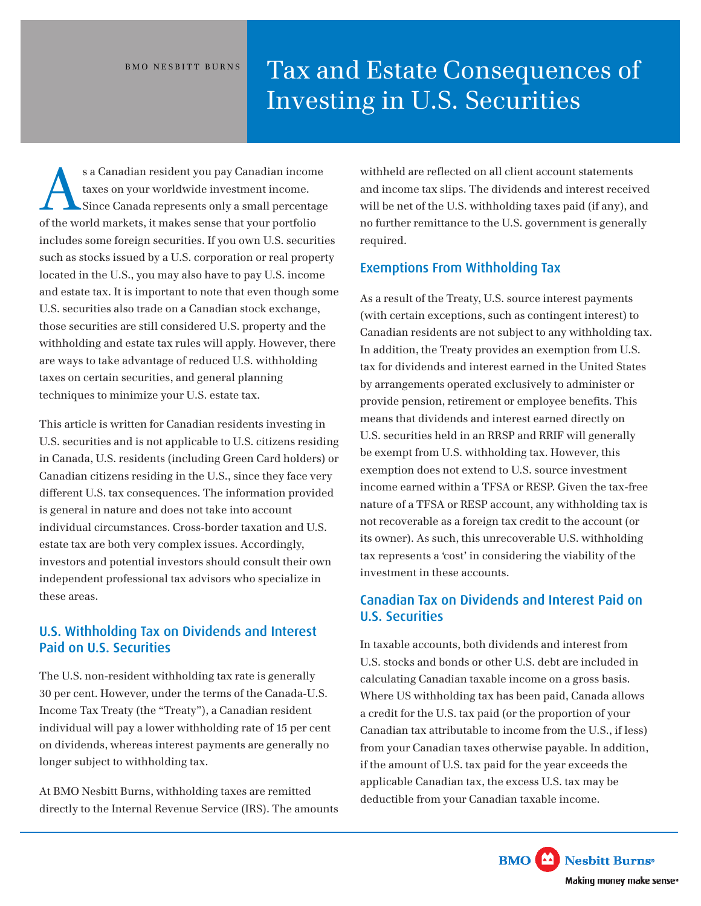BMO NESBITT BURNS

# Tax and Estate Consequences of Investing in U.S. Securities

As a Canadian resident you pay Canadian income taxes on your worldwide investment income. Since Canada represents only a small percentage of the world markets, it makes sense that your portfolio includes some foreign securities. If you own U.S. securities such as stocks issued by a U.S. corporation or real property located in the U.S., you may also have to pay U.S. income and estate tax. It is important to note that even though some U.S. securities also trade on a Canadian stock exchange, those securities are still considered U.S. property and the withholding and estate tax rules will apply. However, there are ways to take advantage of reduced U.S. withholding taxes on certain securities, and general planning techniques to minimize your U.S. estate tax.

This article is written for Canadian residents investing in U.S. securities and is not applicable to U.S. citizens residing in Canada, U.S. residents (including Green Card holders) or Canadian citizens residing in the U.S., since they face very different U.S. tax consequences. The information provided is general in nature and does not take into account individual circumstances. Cross-border taxation and U.S. estate tax are both very complex issues. Accordingly, investors and potential investors should consult their own independent professional tax advisors who specialize in these areas.

## U.S. Withholding Tax on Dividends and Interest Paid on U.S. Securities

The U.S. non-resident withholding tax rate is generally 30 per cent. However, under the terms of the Canada-U.S. Income Tax Treaty (the "Treaty"), a Canadian resident individual will pay a lower withholding rate of 15 per cent on dividends, whereas interest payments are generally no longer subject to withholding tax.

At BMO Nesbitt Burns, withholding taxes are remitted directly to the Internal Revenue Service (IRS). The amounts withheld are reflected on all client account statements and income tax slips. The dividends and interest received will be net of the U.S. withholding taxes paid (if any), and no further remittance to the U.S. government is generally required.

## Exemptions From Withholding Tax

As a result of the Treaty, U.S. source interest payments (with certain exceptions, such as contingent interest) to Canadian residents are not subject to any withholding tax. In addition, the Treaty provides an exemption from U.S. tax for dividends and interest earned in the United States by arrangements operated exclusively to administer or provide pension, retirement or employee benefits. This means that dividends and interest earned directly on U.S. securities held in an RRSP and RRIF will generally be exempt from U.S. withholding tax. However, this exemption does not extend to U.S. source investment income earned within a TFSA or RESP. Given the tax-free nature of a TFSA or RESP account, any withholding tax is not recoverable as a foreign tax credit to the account (or its owner). As such, this unrecoverable U.S. withholding tax represents a 'cost' in considering the viability of the investment in these accounts.

## Canadian Tax on Dividends and Interest Paid on U.S. Securities

In taxable accounts, both dividends and interest from U.S. stocks and bonds or other U.S. debt are included in calculating Canadian taxable income on a gross basis. Where US withholding tax has been paid, Canada allows a credit for the U.S. tax paid (or the proportion of your Canadian tax attributable to income from the U.S., if less) from your Canadian taxes otherwise payable. In addition, if the amount of U.S. tax paid for the year exceeds the applicable Canadian tax, the excess U.S. tax may be deductible from your Canadian taxable income.

BMO Nesbitt Burns
Making money make sense®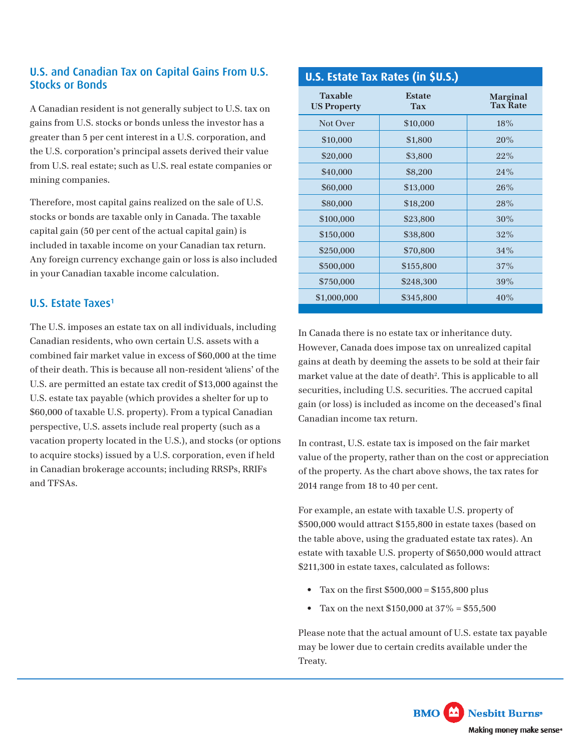## U.S. and Canadian Tax on Capital Gains From U.S. Stocks or Bonds

A Canadian resident is not generally subject to U.S. tax on gains from U.S. stocks or bonds unless the investor has a greater than 5 per cent interest in a U.S. corporation, and the U.S. corporation's principal assets derived their value from U.S. real estate; such as U.S. real estate companies or mining companies.

Therefore, most capital gains realized on the sale of U.S. stocks or bonds are taxable only in Canada. The taxable capital gain (50 per cent of the actual capital gain) is included in taxable income on your Canadian tax return. Any foreign currency exchange gain or loss is also included in your Canadian taxable income calculation.

## U.S. Estate Taxes[1]

The U.S. imposes an estate tax on all individuals, including Canadian residents, who own certain U.S. assets with a combined fair market value in excess of $60,000 at the time of their death. This is because all non-resident 'aliens' of the U.S. are permitted an estate tax credit of $13,000 against the U.S. estate tax payable (which provides a shelter for up to $60,000 of taxable U.S. property). From a typical Canadian perspective, U.S. assets include real property (such as a vacation property located in the U.S.), and stocks (or options to acquire stocks) issued by a U.S. corporation, even if held in Canadian brokerage accounts; including RRSPs, RRIFs and TFSAs.

**U.S. Estate Tax Rates (in $U.S.)**

| Taxable US Property | Estate Tax | Marginal Tax Rate |
|---|---|---|
| Not Over | $10,000 | 18% |
| $10,000 | $1,800 | 20% |
| $20,000 | $3,800 | 22% |
| $40,000 | $8,200 | 24% |
| $60,000 | $13,000 | 26% |
| $80,000 | $18,200 | 28% |
| $100,000 | $23,800 | 30% |
| $150,000 | $38,800 | 32% |
| $250,000 | $70,800 | 34% |
| $500,000 | $155,800 | 37% |
| $750,000 | $248,300 | 39% |
| $1,000,000 | $345,800 | 40% |

In Canada there is no estate tax or inheritance duty. However, Canada does impose tax on unrealized capital gains at death by deeming the assets to be sold at their fair market value at the date of death[2]. This is applicable to all securities, including U.S. securities. The accrued capital gain (or loss) is included as income on the deceased's final Canadian income tax return.

In contrast, U.S. estate tax is imposed on the fair market value of the property, rather than on the cost or appreciation of the property. As the chart above shows, the tax rates for 2014 range from 18 to 40 per cent.

For example, an estate with taxable U.S. property of $500,000 would attract $155,800 in estate taxes (based on the table above, using the graduated estate tax rates). An estate with taxable U.S. property of $650,000 would attract $211,300 in estate taxes, calculated as follows:

- Tax on the first $500,000 = $155,800 plus
- Tax on the next $150,000 at 37% = $55,500

Please note that the actual amount of U.S. estate tax payable may be lower due to certain credits available under the Treaty.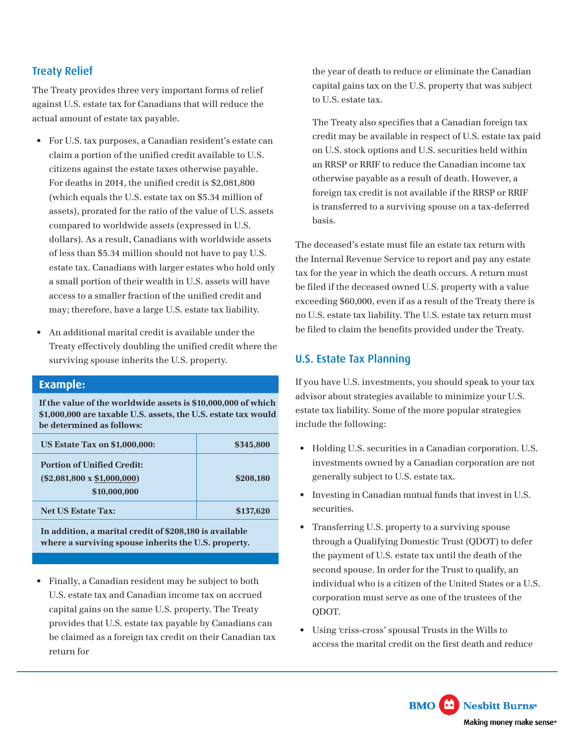## Treaty Relief

The Treaty provides three very important forms of relief against U.S. estate tax for Canadians that will reduce the actual amount of estate tax payable.

- For U.S. tax purposes, a Canadian resident's estate can claim a portion of the unified credit available to U.S. citizens against the estate taxes otherwise payable. For deaths in 2014, the unified credit is $2,081,800 (which equals the U.S. estate tax on $5.34 million of assets), prorated for the ratio of the value of U.S. assets compared to worldwide assets (expressed in U.S. dollars). As a result, Canadians with worldwide assets of less than $5.34 million should not have to pay U.S. estate tax. Canadians with larger estates who hold only a small portion of their wealth in U.S. assets will have access to a smaller fraction of the unified credit and may; therefore, have a large U.S. estate tax liability.
- An additional marital credit is available under the Treaty effectively doubling the unified credit where the surviving spouse inherits the U.S. property.

### Example:

**If the value of the worldwide assets is $10,000,000 of which $1,000,000 are taxable U.S. assets, the U.S. estate tax would be determined as follows:**

| | |
|---|---|
| **US Estate Tax on $1,000,000:** | **$345,800** |
| **Portion of Unified Credit: ($2,081,800 x $1,000,000 / $10,000,000)** | **$208,180** |
| **Net US Estate Tax:** | **$137,620** |

**In addition, a marital credit of $208,180 is available where a surviving spouse inherits the U.S. property.**

- Finally, a Canadian resident may be subject to both U.S. estate tax and Canadian income tax on accrued capital gains on the same U.S. property. The Treaty provides that U.S. estate tax payable by Canadians can be claimed as a foreign tax credit on their Canadian tax return for the year of death to reduce or eliminate the Canadian capital gains tax on the U.S. property that was subject to U.S. estate tax.

  The Treaty also specifies that a Canadian foreign tax credit may be available in respect of U.S. estate tax paid on U.S. stock options and U.S. securities held within an RRSP or RRIF to reduce the Canadian income tax otherwise payable as a result of death. However, a foreign tax credit is not available if the RRSP or RRIF is transferred to a surviving spouse on a tax-deferred basis.

The deceased's estate must file an estate tax return with the Internal Revenue Service to report and pay any estate tax for the year in which the death occurs. A return must be filed if the deceased owned U.S. property with a value exceeding $60,000, even if as a result of the Treaty there is no U.S. estate tax liability. The U.S. estate tax return must be filed to claim the benefits provided under the Treaty.

## U.S. Estate Tax Planning

If you have U.S. investments, you should speak to your tax advisor about strategies available to minimize your U.S. estate tax liability. Some of the more popular strategies include the following:

- Holding U.S. securities in a Canadian corporation. U.S. investments owned by a Canadian corporation are not generally subject to U.S. estate tax.
- Investing in Canadian mutual funds that invest in U.S. securities.
- Transferring U.S. property to a surviving spouse through a Qualifying Domestic Trust (QDOT) to defer the payment of U.S. estate tax until the death of the second spouse. In order for the Trust to qualify, an individual who is a citizen of the United States or a U.S. corporation must serve as one of the trustees of the QDOT.
- Using 'criss-cross' spousal Trusts in the Wills to access the marital credit on the first death and reduce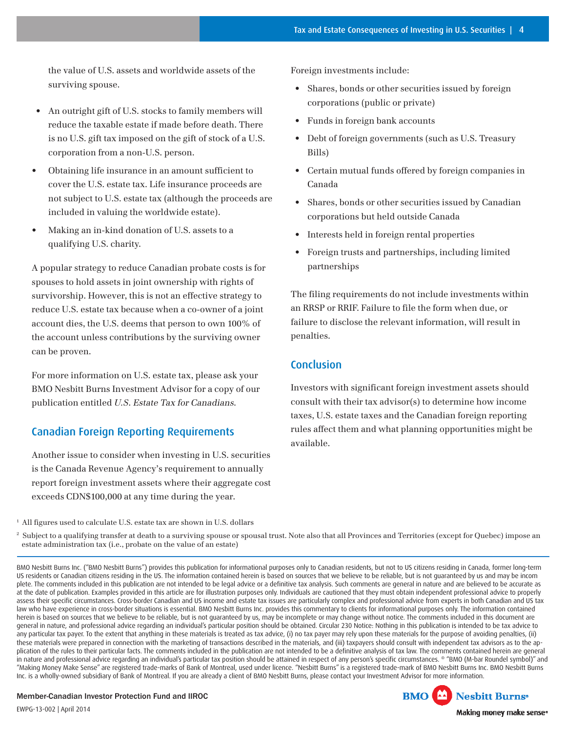the value of U.S. assets and worldwide assets of the surviving spouse.

- An outright gift of U.S. stocks to family members will reduce the taxable estate if made before death. There is no U.S. gift tax imposed on the gift of stock of a U.S. corporation from a non-U.S. person.
- Obtaining life insurance in an amount sufficient to cover the U.S. estate tax. Life insurance proceeds are not subject to U.S. estate tax (although the proceeds are included in valuing the worldwide estate).
- Making an in-kind donation of U.S. assets to a qualifying U.S. charity.

A popular strategy to reduce Canadian probate costs is for spouses to hold assets in joint ownership with rights of survivorship. However, this is not an effective strategy to reduce U.S. estate tax because when a co-owner of a joint account dies, the U.S. deems that person to own 100% of the account unless contributions by the surviving owner can be proven.

For more information on U.S. estate tax, please ask your BMO Nesbitt Burns Investment Advisor for a copy of our publication entitled *U.S. Estate Tax for Canadians*.

## Canadian Foreign Reporting Requirements

Another issue to consider when investing in U.S. securities is the Canada Revenue Agency's requirement to annually report foreign investment assets where their aggregate cost exceeds CDN$100,000 at any time during the year.

Foreign investments include:

- Shares, bonds or other securities issued by foreign corporations (public or private)
- Funds in foreign bank accounts
- Debt of foreign governments (such as U.S. Treasury Bills)
- Certain mutual funds offered by foreign companies in Canada
- Shares, bonds or other securities issued by Canadian corporations but held outside Canada
- Interests held in foreign rental properties
- Foreign trusts and partnerships, including limited partnerships

The filing requirements do not include investments within an RRSP or RRIF. Failure to file the form when due, or failure to disclose the relevant information, will result in penalties.

## Conclusion

Investors with significant foreign investment assets should consult with their tax advisor(s) to determine how income taxes, U.S. estate taxes and the Canadian foreign reporting rules affect them and what planning opportunities might be available.

[1] All figures used to calculate U.S. estate tax are shown in U.S. dollars

[2] Subject to a qualifying transfer at death to a surviving spouse or spousal trust. Note also that all Provinces and Territories (except for Quebec) impose an estate administration tax (i.e., probate on the value of an estate)

BMO Nesbitt Burns Inc. ("BMO Nesbitt Burns") provides this publication for informational purposes only to Canadian residents, but not to US citizens residing in Canada, former long-term US residents or Canadian citizens residing in the US. The information contained herein is based on sources that we believe to be reliable, but is not guaranteed by us and may be incomplete. The comments included in this publication are not intended to be legal advice or a definitive tax analysis. Such comments are general in nature and are believed to be accurate as at the date of publication. Examples provided in this article are for illustration purposes only. Individuals are cautioned that they must obtain independent professional advice to properly assess their specific circumstances. Cross-border Canadian and US income and estate tax issues are particularly complex and professional advice from experts in both Canadian and US tax law who have experience in cross-border situations is essential. BMO Nesbitt Burns Inc. provides this commentary to clients for informational purposes only. The information contained herein is based on sources that we believe to be reliable, but is not guaranteed by us, may be incomplete or may change without notice. The comments included in this document are general in nature, and professional advice regarding an individual's particular position should be obtained. Circular 230 Notice: Nothing in this publication is intended to be tax advice to any particular tax payer. To the extent that anything in these materials is treated as tax advice, (i) no tax payer may rely upon these materials for the purpose of avoiding penalties, (ii) these materials were prepared in connection with the marketing of transactions described in the materials, and (iii) taxpayers should consult with independent tax advisors as to the application of the rules to their particular facts. The comments included in the publication are not intended to be a definitive analysis of tax law. The comments contained herein are general in nature and professional advice regarding an individual's particular tax position should be attained in respect of any person's specific circumstances. ® "BMO (M-bar Roundel symbol)" and "Making Money Make Sense" are registered trade-marks of Bank of Montreal, used under licence. "Nesbitt Burns" is a registered trade-mark of BMO Nesbitt Burns Inc. BMO Nesbitt Burns Inc. is a wholly-owned subsidiary of Bank of Montreal. If you are already a client of BMO Nesbitt Burns, please contact your Investment Advisor for more information.

Member-Canadian Investor Protection Fund and IIROC

EWPG-13-002 | April 2014

BMO Nesbitt Burns®

Making money make sense®